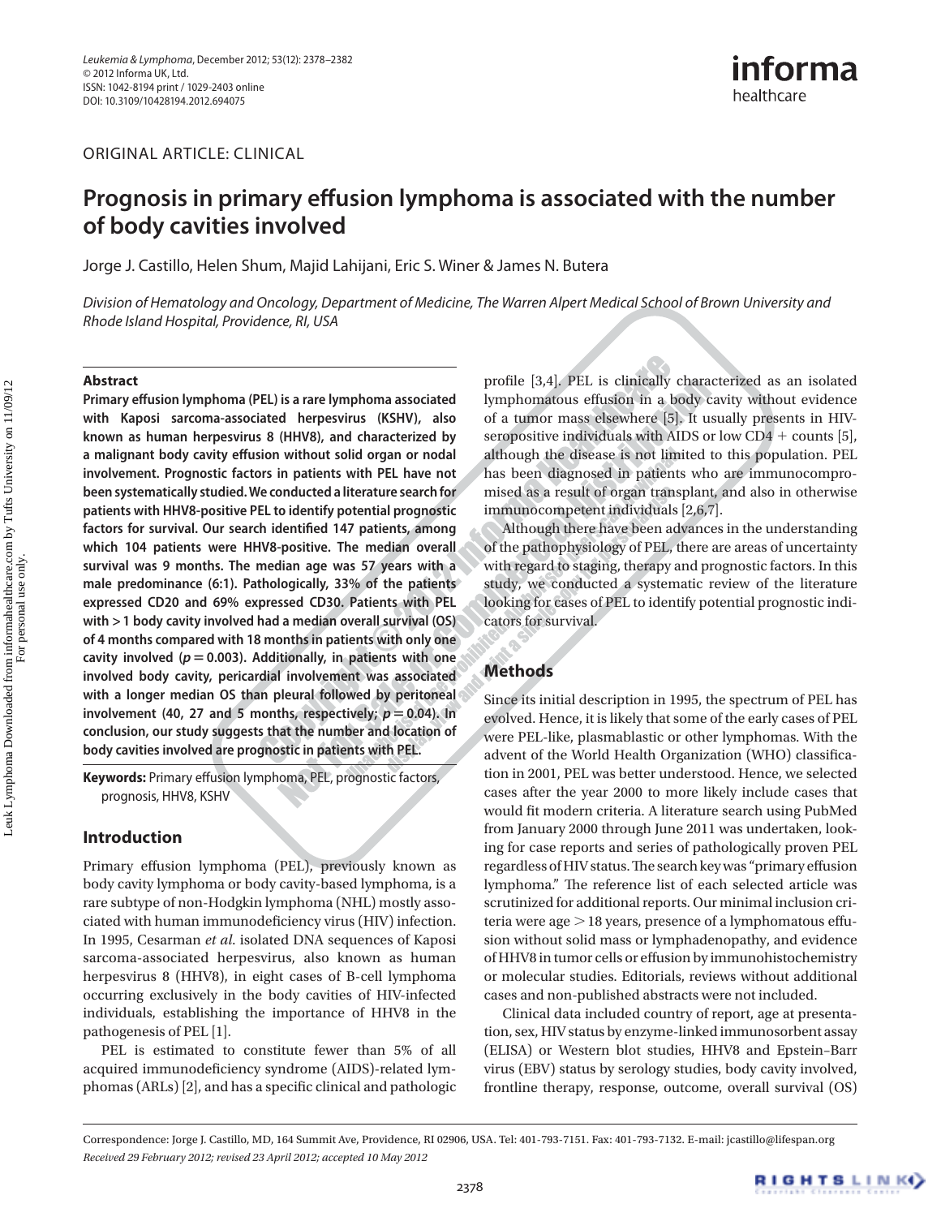ORIGINAL ARTICLE: CLINICAL

# Prognosis in primary effusion lymphoma is associated with the number of body cavities involved

Jorge J. Castillo, Helen Shum, Majid Lahijani, Eric S. Winer & James N. Butera

*Division of Hematology and Oncology, Department of Medicine, The Warren Alpert Medical School of Brown University and Rhode Island Hospital, Providence, RI, USA*

### Abstract

**Primary effusion lymphoma (PEL) is a rare lymphoma associated with Kaposi sarcoma-associated herpesvirus (KSHV), also known as human herpesvirus 8 (HHV8), and characterized by a malignant body cavity effusion without solid organ or nodal involvement. Prognostic factors in patients with PEL have not been systematically studied. We conducted a literature search for patients with HHV8-positive PEL to identify potential prognostic factors for survival. Our search identified 147 patients, among which 104 patients were HHV8-positive. The median overall survival was 9 months. The median age was 57 years with a male predominance (6:1). Pathologically, 33% of the patients expressed CD20 and 69% expressed CD30. Patients with PEL with > 1 body cavity involved had a median overall survival (OS) of 4 months compared with 18 months in patients with only one cavity involved ($p = 0.003$). Additionally, in patients with one involved body cavity, pericardial involvement was associated with a longer median OS than pleural followed by peritoneal involvement (40, 27 and 5 months, respectively; $p = 0.04$). In conclusion, our study suggests that the number and location of body cavities involved are prognostic in patients with PEL.**

**Keywords:** Primary effusion lymphoma, PEL, prognostic factors, prognosis, HHV8, KSHV

## Introduction

Primary effusion lymphoma (PEL), previously known as body cavity lymphoma or body cavity-based lymphoma, is a rare subtype of non-Hodgkin lymphoma (NHL) mostly associated with human immunodeficiency virus (HIV) infection. In 1995, Cesarman *et al.* isolated DNA sequences of Kaposi sarcoma-associated herpesvirus, also known as human herpesvirus 8 (HHV8), in eight cases of B-cell lymphoma occurring exclusively in the body cavities of HIV-infected individuals, establishing the importance of HHV8 in the pathogenesis of PEL [1].

PEL is estimated to constitute fewer than 5% of all acquired immunodeficiency syndrome (AIDS)-related lymphomas (ARLs) [2], and has a specific clinical and pathologic profile [3,4]. PEL is clinically characterized as an isolated lymphomatous effusion in a body cavity without evidence of a tumor mass elsewhere [5]. It usually presents in HIV-seropositive individuals with AIDS or low CD4 + counts [5], although the disease is not limited to this population. PEL has been diagnosed in patients who are immunocompromised as a result of organ transplant, and also in otherwise immunocompetent individuals [2,6,7].

Although there have been advances in the understanding of the pathophysiology of PEL, there are areas of uncertainty with regard to staging, therapy and prognostic factors. In this study, we conducted a systematic review of the literature looking for cases of PEL to identify potential prognostic indicators for survival.

## Methods

Since its initial description in 1995, the spectrum of PEL has evolved. Hence, it is likely that some of the early cases of PEL were PEL-like, plasmablastic or other lymphomas. With the advent of the World Health Organization (WHO) classification in 2001, PEL was better understood. Hence, we selected cases after the year 2000 to more likely include cases that would fit modern criteria. A literature search using PubMed from January 2000 through June 2011 was undertaken, looking for case reports and series of pathologically proven PEL regardless of HIV status. The search key was "primary effusion lymphoma." The reference list of each selected article was scrutinized for additional reports. Our minimal inclusion criteria were age > 18 years, presence of a lymphomatous effusion without solid mass or lymphadenopathy, and evidence of HHV8 in tumor cells or effusion by immunohistochemistry or molecular studies. Editorials, reviews without additional cases and non-published abstracts were not included.

Clinical data included country of report, age at presentation, sex, HIV status by enzyme-linked immunosorbent assay (ELISA) or Western blot studies, HHV8 and Epstein–Barr virus (EBV) status by serology studies, body cavity involved, frontline therapy, response, outcome, overall survival (OS)

Correspondence: Jorge J. Castillo, MD, 164 Summit Ave, Providence, RI 02906, USA. Tel: 401-793-7151. Fax: 401-793-7132. E-mail: jcastillo@lifespan.org

*Received 29 February 2012; revised 23 April 2012; accepted 10 May 2012*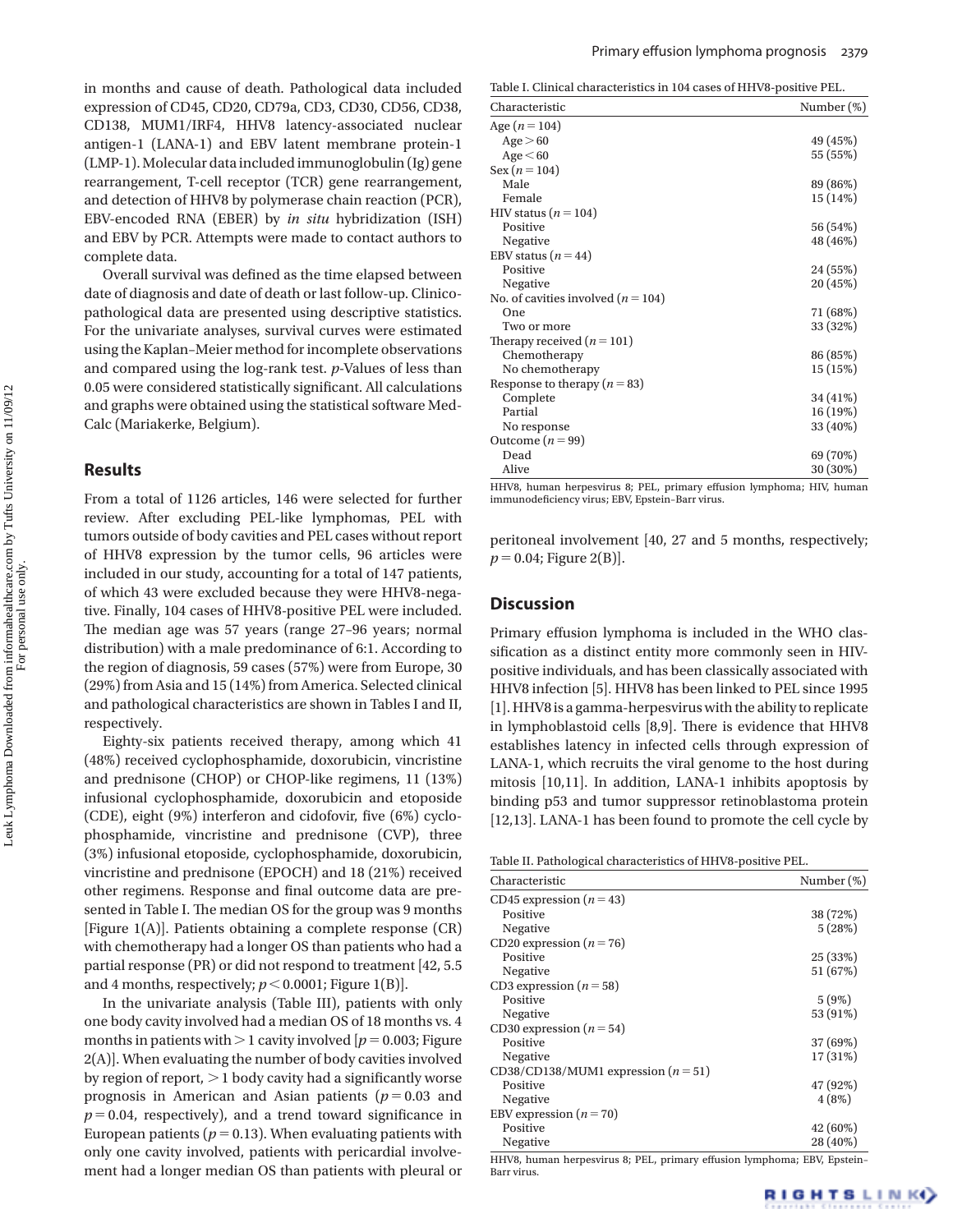in months and cause of death. Pathological data included expression of CD45, CD20, CD79a, CD3, CD30, CD56, CD38, CD138, MUM1/IRF4, HHV8 latency-associated nuclear antigen-1 (LANA-1) and EBV latent membrane protein-1 (LMP-1). Molecular data included immunoglobulin (Ig) gene rearrangement, T-cell receptor (TCR) gene rearrangement, and detection of HHV8 by polymerase chain reaction (PCR), EBV-encoded RNA (EBER) by *in situ* hybridization (ISH) and EBV by PCR. Attempts were made to contact authors to complete data.

Overall survival was defined as the time elapsed between date of diagnosis and date of death or last follow-up. Clinicopathological data are presented using descriptive statistics. For the univariate analyses, survival curves were estimated using the Kaplan–Meier method for incomplete observations and compared using the log-rank test. *p*-Values of less than 0.05 were considered statistically significant. All calculations and graphs were obtained using the statistical software MedCalc (Mariakerke, Belgium).

## Results

From a total of 1126 articles, 146 were selected for further review. After excluding PEL-like lymphomas, PEL with tumors outside of body cavities and PEL cases without report of HHV8 expression by the tumor cells, 96 articles were included in our study, accounting for a total of 147 patients, of which 43 were excluded because they were HHV8-negative. Finally, 104 cases of HHV8-positive PEL were included. The median age was 57 years (range 27–96 years; normal distribution) with a male predominance of 6:1. According to the region of diagnosis, 59 cases (57%) were from Europe, 30 (29%) from Asia and 15 (14%) from America. Selected clinical and pathological characteristics are shown in Tables I and II, respectively.

Eighty-six patients received therapy, among which 41 (48%) received cyclophosphamide, doxorubicin, vincristine and prednisone (CHOP) or CHOP-like regimens, 11 (13%) infusional cyclophosphamide, doxorubicin and etoposide (CDE), eight (9%) interferon and cidofovir, five (6%) cyclophosphamide, vincristine and prednisone (CVP), three (3%) infusional etoposide, cyclophosphamide, doxorubicin, vincristine and prednisone (EPOCH) and 18 (21%) received other regimens. Response and final outcome data are presented in Table I. The median OS for the group was 9 months [Figure 1(A)]. Patients obtaining a complete response (CR) with chemotherapy had a longer OS than patients who had a partial response (PR) or did not respond to treatment [42, 5.5 and 4 months, respectively; $p < 0.0001$; Figure 1(B)].

In the univariate analysis (Table III), patients with only one body cavity involved had a median OS of 18 months vs. 4 months in patients with $>1$ cavity involved [$p = 0.003$; Figure 2(A)]. When evaluating the number of body cavities involved by region of report, $>1$ body cavity had a significantly worse prognosis in American and Asian patients ($p = 0.03$ and $p = 0.04$, respectively), and a trend toward significance in European patients ($p = 0.13$). When evaluating patients with only one cavity involved, patients with pericardial involvement had a longer median OS than patients with pleural or peritoneal involvement [40, 27 and 5 months, respectively; $p = 0.04$; Figure 2(B)].

Table I. Clinical characteristics in 104 cases of HHV8-positive PEL.

| Characteristic | Number (%) |
|---|---|
| Age ($n = 104$) | |
| Age > 60 | 49 (45%) |
| Age < 60 | 55 (55%) |
| Sex ($n = 104$) | |
| Male | 89 (86%) |
| Female | 15 (14%) |
| HIV status ($n = 104$) | |
| Positive | 56 (54%) |
| Negative | 48 (46%) |
| EBV status ($n = 44$) | |
| Positive | 24 (55%) |
| Negative | 20 (45%) |
| No. of cavities involved ($n = 104$) | |
| One | 71 (68%) |
| Two or more | 33 (32%) |
| Therapy received ($n = 101$) | |
| Chemotherapy | 86 (85%) |
| No chemotherapy | 15 (15%) |
| Response to therapy ($n = 83$) | |
| Complete | 34 (41%) |
| Partial | 16 (19%) |
| No response | 33 (40%) |
| Outcome ($n = 99$) | |
| Dead | 69 (70%) |
| Alive | 30 (30%) |

HHV8, human herpesvirus 8; PEL, primary effusion lymphoma; HIV, human immunodeficiency virus; EBV, Epstein–Barr virus.

Table II. Pathological characteristics of HHV8-positive PEL.

| Characteristic | Number (%) |
|---|---|
| CD45 expression ($n = 43$) | |
| Positive | 38 (72%) |
| Negative | 5 (28%) |
| CD20 expression ($n = 76$) | |
| Positive | 25 (33%) |
| Negative | 51 (67%) |
| CD3 expression ($n = 58$) | |
| Positive | 5 (9%) |
| Negative | 53 (91%) |
| CD30 expression ($n = 54$) | |
| Positive | 37 (69%) |
| Negative | 17 (31%) |
| CD38/CD138/MUM1 expression ($n = 51$) | |
| Positive | 47 (92%) |
| Negative | 4 (8%) |
| EBV expression ($n = 70$) | |
| Positive | 42 (60%) |
| Negative | 28 (40%) |

HHV8, human herpesvirus 8; PEL, primary effusion lymphoma; EBV, Epstein-Barr virus.

## Discussion

Primary effusion lymphoma is included in the WHO classification as a distinct entity more commonly seen in HIV-positive individuals, and has been classically associated with HHV8 infection [5]. HHV8 has been linked to PEL since 1995 [1]. HHV8 is a gamma-herpesvirus with the ability to replicate in lymphoblastoid cells [8,9]. There is evidence that HHV8 establishes latency in infected cells through expression of LANA-1, which recruits the viral genome to the host during mitosis [10,11]. In addition, LANA-1 inhibits apoptosis by binding p53 and tumor suppressor retinoblastoma protein [12,13]. LANA-1 has been found to promote the cell cycle by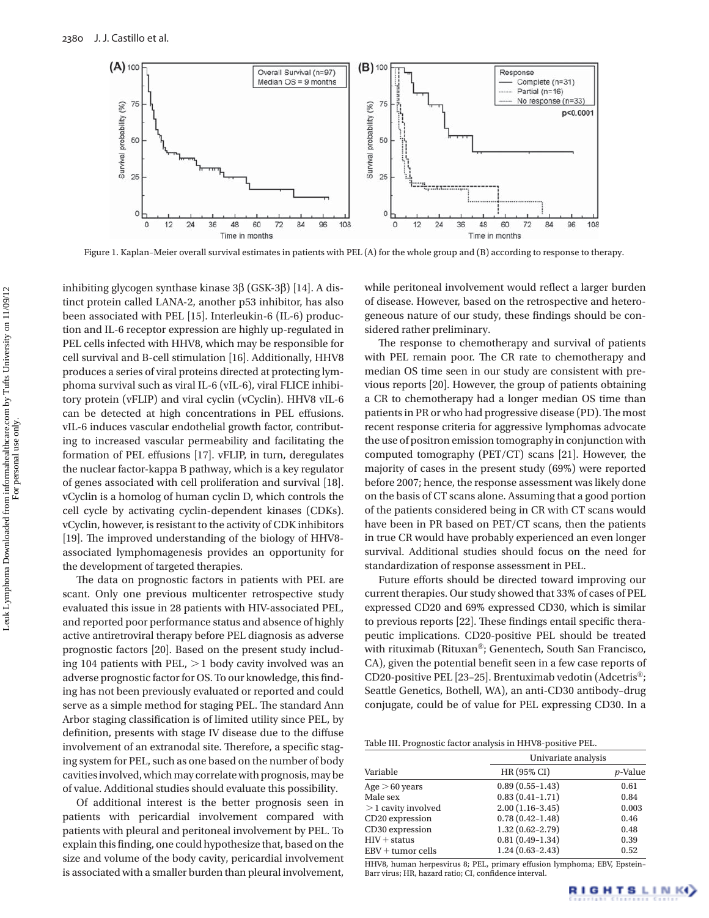(A)

Overall Survival (n=97)
Median OS = 9 months

Survival probability (%)

0 25 50 75 100

0 12 24 36 48 60 72 84 96 108

Time in months

(B)

Response
Complete (n=31)
Partial (n=16)
No response (n=33)

p<0.0001

Survival probability (%)

0 25 50 75 100

0 12 24 36 48 60 72 84 96 108

Time in months

Figure 1. Kaplan–Meier overall survival estimates in patients with PEL (A) for the whole group and (B) according to response to therapy.

inhibiting glycogen synthase kinase 3β (GSK-3β) [14]. A distinct protein called LANA-2, another p53 inhibitor, has also been associated with PEL [15]. Interleukin-6 (IL-6) production and IL-6 receptor expression are highly up-regulated in PEL cells infected with HHV8, which may be responsible for cell survival and B-cell stimulation [16]. Additionally, HHV8 produces a series of viral proteins directed at protecting lymphoma survival such as viral IL-6 (vIL-6), viral FLICE inhibitory protein (vFLIP) and viral cyclin (vCyclin). HHV8 vIL-6 can be detected at high concentrations in PEL effusions. vIL-6 induces vascular endothelial growth factor, contributing to increased vascular permeability and facilitating the formation of PEL effusions [17]. vFLIP, in turn, deregulates the nuclear factor-kappa B pathway, which is a key regulator of genes associated with cell proliferation and survival [18]. vCyclin is a homolog of human cyclin D, which controls the cell cycle by activating cyclin-dependent kinases (CDKs). vCyclin, however, is resistant to the activity of CDK inhibitors [19]. The improved understanding of the biology of HHV8-associated lymphomagenesis provides an opportunity for the development of targeted therapies.

The data on prognostic factors in patients with PEL are scant. Only one previous multicenter retrospective study evaluated this issue in 28 patients with HIV-associated PEL, and reported poor performance status and absence of highly active antiretroviral therapy before PEL diagnosis as adverse prognostic factors [20]. Based on the present study including 104 patients with PEL, > 1 body cavity involved was an adverse prognostic factor for OS. To our knowledge, this finding has not been previously evaluated or reported and could serve as a simple method for staging PEL. The standard Ann Arbor staging classification is of limited utility since PEL, by definition, presents with stage IV disease due to the diffuse involvement of an extranodal site. Therefore, a specific staging system for PEL, such as one based on the number of body cavities involved, which may correlate with prognosis, may be of value. Additional studies should evaluate this possibility.

Of additional interest is the better prognosis seen in patients with pericardial involvement compared with patients with pleural and peritoneal involvement by PEL. To explain this finding, one could hypothesize that, based on the size and volume of the body cavity, pericardial involvement is associated with a smaller burden than pleural involvement, while peritoneal involvement would reflect a larger burden of disease. However, based on the retrospective and heterogeneous nature of our study, these findings should be considered rather preliminary.

The response to chemotherapy and survival of patients with PEL remain poor. The CR rate to chemotherapy and median OS time seen in our study are consistent with previous reports [20]. However, the group of patients obtaining a CR to chemotherapy had a longer median OS time than patients in PR or who had progressive disease (PD). The most recent response criteria for aggressive lymphomas advocate the use of positron emission tomography in conjunction with computed tomography (PET/CT) scans [21]. However, the majority of cases in the present study (69%) were reported before 2007; hence, the response assessment was likely done on the basis of CT scans alone. Assuming that a good portion of the patients considered being in CR with CT scans would have been in PR based on PET/CT scans, then the patients in true CR would have probably experienced an even longer survival. Additional studies should focus on the need for standardization of response assessment in PEL.

Future efforts should be directed toward improving our current therapies. Our study showed that 33% of cases of PEL expressed CD20 and 69% expressed CD30, which is similar to previous reports [22]. These findings entail specific therapeutic implications. CD20-positive PEL should be treated with rituximab (Rituxan®; Genentech, South San Francisco, CA), given the potential benefit seen in a few case reports of CD20-positive PEL [23–25]. Brentuximab vedotin (Adcetris®; Seattle Genetics, Bothell, WA), an anti-CD30 antibody–drug conjugate, could be of value for PEL expressing CD30. In a

Table III. Prognostic factor analysis in HHV8-positive PEL.

| | Univariate analysis | |
|---|---|---|
| Variable | HR (95% CI) | *p*-Value |
| Age > 60 years | 0.89 (0.55–1.43) | 0.61 |
| Male sex | 0.83 (0.41–1.71) | 0.84 |
| > 1 cavity involved | 2.00 (1.16–3.45) | 0.003 |
| CD20 expression | 0.78 (0.42–1.48) | 0.46 |
| CD30 expression | 1.32 (0.62–2.79) | 0.48 |
| HIV + status | 0.81 (0.49–1.34) | 0.39 |
| EBV + tumor cells | 1.24 (0.63–2.43) | 0.52 |

HHV8, human herpesvirus 8; PEL, primary effusion lymphoma; EBV, Epstein-Barr virus; HR, hazard ratio; CI, confidence interval.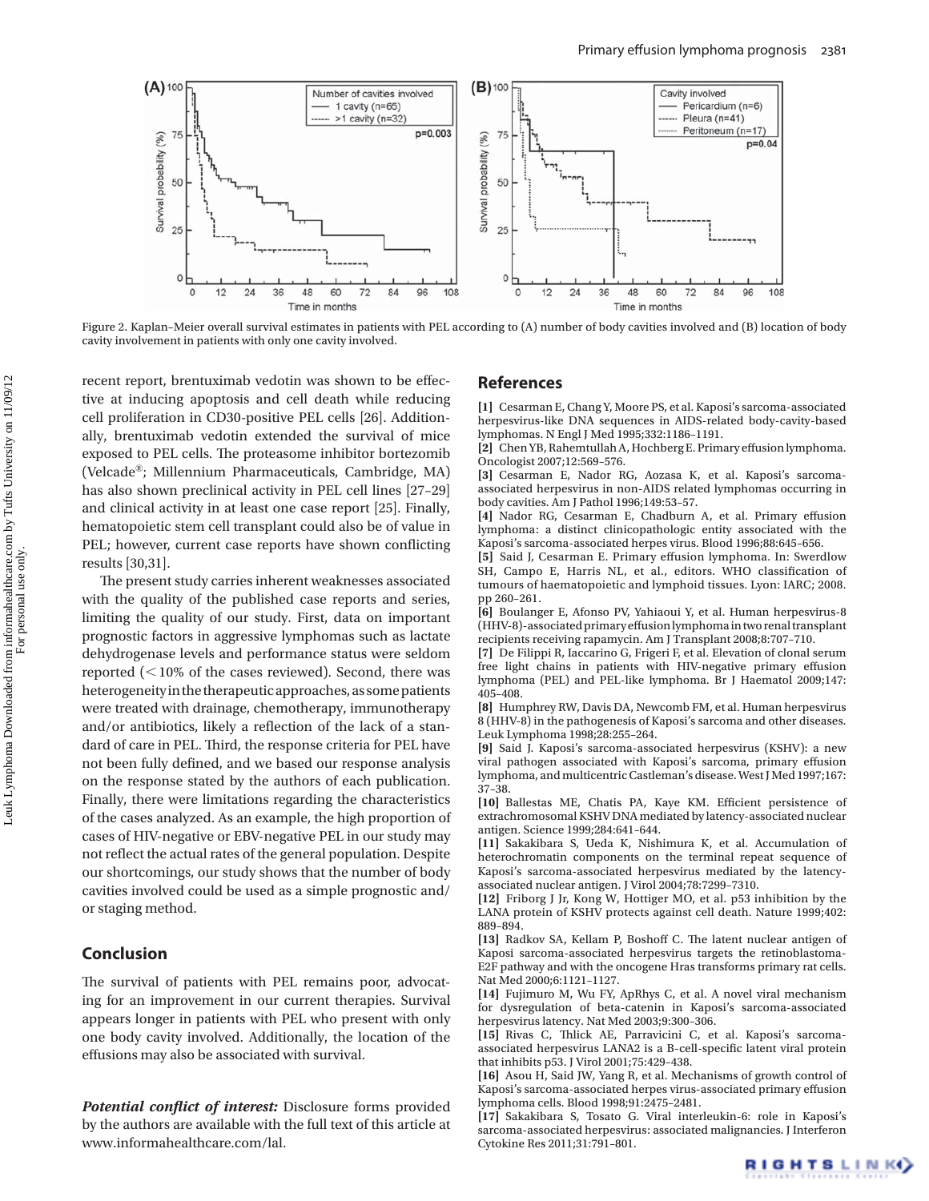(A)

Number of cavities involved

1 cavity (n=65)

>1 cavity (n=32)

p=0.003

Survival probability (%)

100

75

50

25

0

0 12 24 36 48 60 72 84 96 108

Time in months

(B)

Cavity involved

Pericardium (n=6)

Pleura (n=41)

Peritoneum (n=17)

p=0.04

Survival probability (%)

100

75

50

25

0

0 12 24 36 48 60 72 84 96 108

Time in months

Figure 2. Kaplan–Meier overall survival estimates in patients with PEL according to (A) number of body cavities involved and (B) location of body cavity involvement in patients with only one cavity involved.

recent report, brentuximab vedotin was shown to be effective at inducing apoptosis and cell death while reducing cell proliferation in CD30-positive PEL cells [26]. Additionally, brentuximab vedotin extended the survival of mice exposed to PEL cells. The proteasome inhibitor bortezomib (Velcade®; Millennium Pharmaceuticals, Cambridge, MA) has also shown preclinical activity in PEL cell lines [27–29] and clinical activity in at least one case report [25]. Finally, hematopoietic stem cell transplant could also be of value in PEL; however, current case reports have shown conflicting results [30,31].

The present study carries inherent weaknesses associated with the quality of the published case reports and series, limiting the quality of our study. First, data on important prognostic factors in aggressive lymphomas such as lactate dehydrogenase levels and performance status were seldom reported (< 10% of the cases reviewed). Second, there was heterogeneity in the therapeutic approaches, as some patients were treated with drainage, chemotherapy, immunotherapy and/or antibiotics, likely a reflection of the lack of a standard of care in PEL. Third, the response criteria for PEL have not been fully defined, and we based our response analysis on the response stated by the authors of each publication. Finally, there were limitations regarding the characteristics of the cases analyzed. As an example, the high proportion of cases of HIV-negative or EBV-negative PEL in our study may not reflect the actual rates of the general population. Despite our shortcomings, our study shows that the number of body cavities involved could be used as a simple prognostic and/or staging method.

## Conclusion

The survival of patients with PEL remains poor, advocating for an improvement in our current therapies. Survival appears longer in patients with PEL who present with only one body cavity involved. Additionally, the location of the effusions may also be associated with survival.

***Potential conflict of interest:*** Disclosure forms provided by the authors are available with the full text of this article at www.informahealthcare.com/lal.

## References

**[1]** Cesarman E, Chang Y, Moore PS, et al. Kaposi's sarcoma-associated herpesvirus-like DNA sequences in AIDS-related body-cavity-based lymphomas. N Engl J Med 1995;332:1186–1191.

**[2]** Chen YB, Rahemtullah A, Hochberg E. Primary effusion lymphoma. Oncologist 2007;12:569–576.

**[3]** Cesarman E, Nador RG, Aozasa K, et al. Kaposi's sarcoma-associated herpesvirus in non-AIDS related lymphomas occurring in body cavities. Am J Pathol 1996;149:53–57.

**[4]** Nador RG, Cesarman E, Chadburn A, et al. Primary effusion lymphoma: a distinct clinicopathologic entity associated with the Kaposi's sarcoma-associated herpes virus. Blood 1996;88:645–656.

**[5]** Said J, Cesarman E. Primary effusion lymphoma. In: Swerdlow SH, Campo E, Harris NL, et al., editors. WHO classification of tumours of haematopoietic and lymphoid tissues. Lyon: IARC; 2008. pp 260–261.

**[6]** Boulanger E, Afonso PV, Yahiaoui Y, et al. Human herpesvirus-8 (HHV-8)-associated primary effusion lymphoma in two renal transplant recipients receiving rapamycin. Am J Transplant 2008;8:707–710.

**[7]** De Filippi R, Iaccarino G, Frigeri F, et al. Elevation of clonal serum free light chains in patients with HIV-negative primary effusion lymphoma (PEL) and PEL-like lymphoma. Br J Haematol 2009;147: 405–408.

**[8]** Humphrey RW, Davis DA, Newcomb FM, et al. Human herpesvirus 8 (HHV-8) in the pathogenesis of Kaposi's sarcoma and other diseases. Leuk Lymphoma 1998;28:255–264.

**[9]** Said J. Kaposi's sarcoma-associated herpesvirus (KSHV): a new viral pathogen associated with Kaposi's sarcoma, primary effusion lymphoma, and multicentric Castleman's disease. West J Med 1997;167: 37–38.

**[10]** Ballestas ME, Chatis PA, Kaye KM. Efficient persistence of extrachromosomal KSHV DNA mediated by latency-associated nuclear antigen. Science 1999;284:641–644.

**[11]** Sakakibara S, Ueda K, Nishimura K, et al. Accumulation of heterochromatin components on the terminal repeat sequence of Kaposi's sarcoma-associated herpesvirus mediated by the latency-associated nuclear antigen. J Virol 2004;78:7299–7310.

**[12]** Friborg J Jr, Kong W, Hottiger MO, et al. p53 inhibition by the LANA protein of KSHV protects against cell death. Nature 1999;402: 889–894.

**[13]** Radkov SA, Kellam P, Boshoff C. The latent nuclear antigen of Kaposi sarcoma-associated herpesvirus targets the retinoblastoma-E2F pathway and with the oncogene Hras transforms primary rat cells. Nat Med 2000;6:1121–1127.

**[14]** Fujimuro M, Wu FY, ApRhys C, et al. A novel viral mechanism for dysregulation of beta-catenin in Kaposi's sarcoma-associated herpesvirus latency. Nat Med 2003;9:300–306.

**[15]** Rivas C, Thlick AE, Parravicini C, et al. Kaposi's sarcoma-associated herpesvirus LANA2 is a B-cell-specific latent viral protein that inhibits p53. J Virol 2001;75:429–438.

**[16]** Asou H, Said JW, Yang R, et al. Mechanisms of growth control of Kaposi's sarcoma-associated herpes virus-associated primary effusion lymphoma cells. Blood 1998;91:2475–2481.

**[17]** Sakakibara S, Tosato G. Viral interleukin-6: role in Kaposi's sarcoma-associated herpesvirus: associated malignancies. J Interferon Cytokine Res 2011;31:791–801.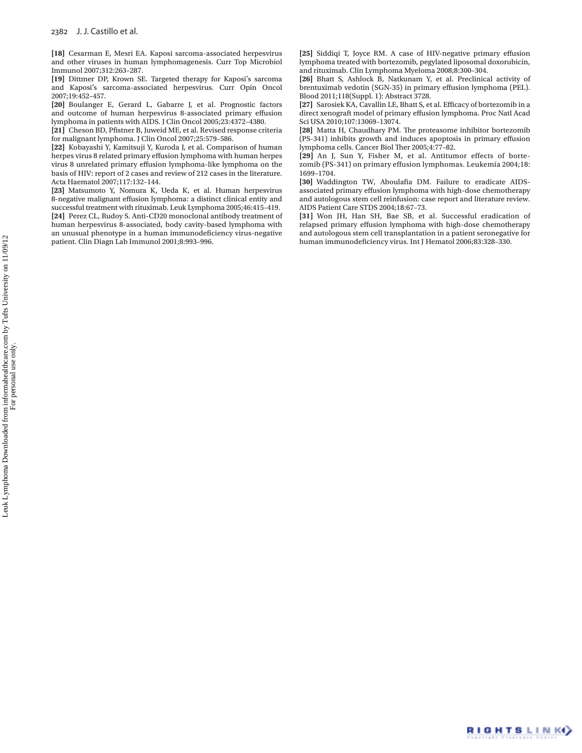[18] Cesarman E, Mesri EA. Kaposi sarcoma-associated herpesvirus and other viruses in human lymphomagenesis. Curr Top Microbiol Immunol 2007;312:263–287.

[19] Dittmer DP, Krown SE. Targeted therapy for Kaposi's sarcoma and Kaposi's sarcoma-associated herpesvirus. Curr Opin Oncol 2007;19:452–457.

[20] Boulanger E, Gerard L, Gabarre J, et al. Prognostic factors and outcome of human herpesvirus 8-associated primary effusion lymphoma in patients with AIDS. J Clin Oncol 2005;23:4372–4380.

[21] Cheson BD, Pfistner B, Juweid ME, et al. Revised response criteria for malignant lymphoma. J Clin Oncol 2007;25:579–586.

[22] Kobayashi Y, Kamitsuji Y, Kuroda J, et al. Comparison of human herpes virus 8 related primary effusion lymphoma with human herpes virus 8 unrelated primary effusion lymphoma-like lymphoma on the basis of HIV: report of 2 cases and review of 212 cases in the literature. Acta Haematol 2007;117:132–144.

[23] Matsumoto Y, Nomura K, Ueda K, et al. Human herpesvirus 8-negative malignant effusion lymphoma: a distinct clinical entity and successful treatment with rituximab. Leuk Lymphoma 2005;46:415–419.

[24] Perez CL, Rudoy S. Anti-CD20 monoclonal antibody treatment of human herpesvirus 8-associated, body cavity-based lymphoma with an unusual phenotype in a human immunodeficiency virus-negative patient. Clin Diagn Lab Immunol 2001;8:993–996.

[25] Siddiqi T, Joyce RM. A case of HIV-negative primary effusion lymphoma treated with bortezomib, pegylated liposomal doxorubicin, and rituximab. Clin Lymphoma Myeloma 2008;8:300–304.

[26] Bhatt S, Ashlock B, Natkunam Y, et al. Preclinical activity of brentuximab vedotin (SGN-35) in primary effusion lymphoma (PEL). Blood 2011;118(Suppl. 1): Abstract 3728.

[27] Sarosiek KA, Cavallin LE, Bhatt S, et al. Efficacy of bortezomib in a direct xenograft model of primary effusion lymphoma. Proc Natl Acad Sci USA 2010;107:13069–13074.

[28] Matta H, Chaudhary PM. The proteasome inhibitor bortezomib (PS-341) inhibits growth and induces apoptosis in primary effusion lymphoma cells. Cancer Biol Ther 2005;4:77–82.

[29] An J, Sun Y, Fisher M, et al. Antitumor effects of bortezomib (PS-341) on primary effusion lymphomas. Leukemia 2004;18: 1699–1704.

[30] Waddington TW, Aboulafia DM. Failure to eradicate AIDS-associated primary effusion lymphoma with high-dose chemotherapy and autologous stem cell reinfusion: case report and literature review. AIDS Patient Care STDS 2004;18:67–73.

[31] Won JH, Han SH, Bae SB, et al. Successful eradication of relapsed primary effusion lymphoma with high-dose chemotherapy and autologous stem cell transplantation in a patient seronegative for human immunodeficiency virus. Int J Hematol 2006;83:328–330.